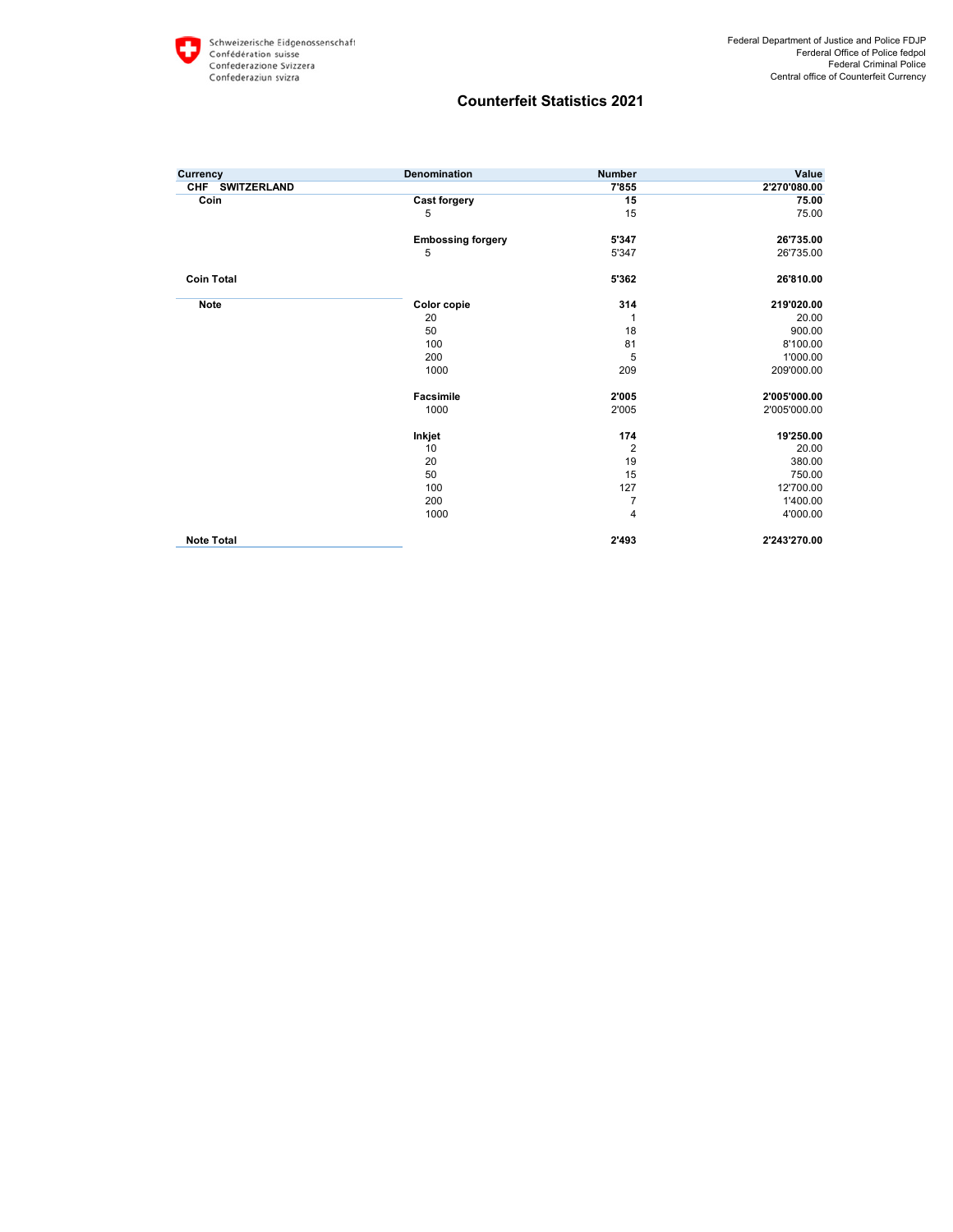Schweizerische Eidgenossenschaft
Confédération suisse
Confederazione Svizzera
Confederaziun svizra

Federal Department of Justice and Police FDJP
Ferderal Office of Police fedpol
Federal Criminal Police
Central office of Counterfeit Currency

# Counterfeit Statistics 2021

| Currency | Denomination | Number | Value |
|---|---|---|---|
| **CHF SWITZERLAND** | | **7'855** | **2'270'080.00** |
| **Coin** | **Cast forgery** | **15** | **75.00** |
| | 5 | 15 | 75.00 |
| | **Embossing forgery** | **5'347** | **26'735.00** |
| | 5 | 5'347 | 26'735.00 |
| **Coin Total** | | **5'362** | **26'810.00** |
| **Note** | **Color copie** | **314** | **219'020.00** |
| | 20 | 1 | 20.00 |
| | 50 | 18 | 900.00 |
| | 100 | 81 | 8'100.00 |
| | 200 | 5 | 1'000.00 |
| | 1000 | 209 | 209'000.00 |
| | **Facsimile** | **2'005** | **2'005'000.00** |
| | 1000 | 2'005 | 2'005'000.00 |
| | **Inkjet** | **174** | **19'250.00** |
| | 10 | 2 | 20.00 |
| | 20 | 19 | 380.00 |
| | 50 | 15 | 750.00 |
| | 100 | 127 | 12'700.00 |
| | 200 | 7 | 1'400.00 |
| | 1000 | 4 | 4'000.00 |
| **Note Total** | | **2'493** | **2'243'270.00** |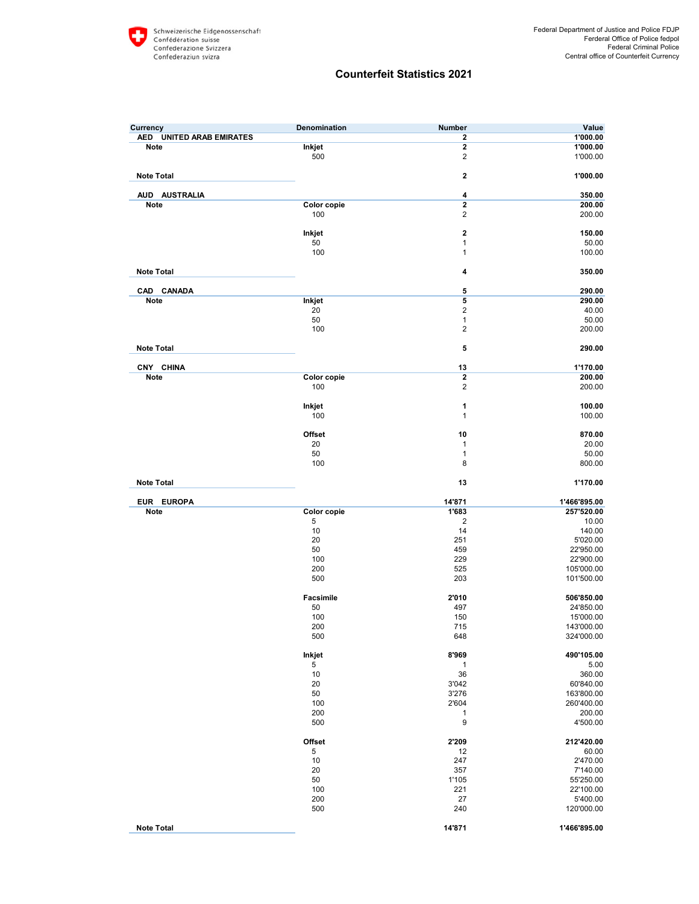Schweizerische Eidgenossenschaft
Confédération suisse
Confederazione Svizzera
Confederaziun svizra

Federal Department of Justice and Police FDJP
Ferderal Office of Police fedpol
Federal Criminal Police
Central office of Counterfeit Currency

# Counterfeit Statistics 2021

| Currency | | Denomination | Number | Value |
|---|---|---|---|---|
| **AED UNITED ARAB EMIRATES** | | | **2** | **1'000.00** |
| | **Note** | **Inkjet** | **2** | **1'000.00** |
| | | 500 | 2 | 1'000.00 |
| **Note Total** | | | **2** | **1'000.00** |
| **AUD AUSTRALIA** | | | **4** | **350.00** |
| | **Note** | **Color copie** | **2** | **200.00** |
| | | 100 | 2 | 200.00 |
| | | **Inkjet** | **2** | **150.00** |
| | | 50 | 1 | 50.00 |
| | | 100 | 1 | 100.00 |
| **Note Total** | | | **4** | **350.00** |
| **CAD CANADA** | | | **5** | **290.00** |
| | **Note** | **Inkjet** | **5** | **290.00** |
| | | 20 | 2 | 40.00 |
| | | 50 | 1 | 50.00 |
| | | 100 | 2 | 200.00 |
| **Note Total** | | | **5** | **290.00** |
| **CNY CHINA** | | | **13** | **1'170.00** |
| | **Note** | **Color copie** | **2** | **200.00** |
| | | 100 | 2 | 200.00 |
| | | **Inkjet** | **1** | **100.00** |
| | | 100 | 1 | 100.00 |
| | | **Offset** | **10** | **870.00** |
| | | 20 | 1 | 20.00 |
| | | 50 | 1 | 50.00 |
| | | 100 | 8 | 800.00 |
| **Note Total** | | | **13** | **1'170.00** |
| **EUR EUROPA** | | | **14'871** | **1'466'895.00** |
| | **Note** | **Color copie** | **1'683** | **257'520.00** |
| | | 5 | 2 | 10.00 |
| | | 10 | 14 | 140.00 |
| | | 20 | 251 | 5'020.00 |
| | | 50 | 459 | 22'950.00 |
| | | 100 | 229 | 22'900.00 |
| | | 200 | 525 | 105'000.00 |
| | | 500 | 203 | 101'500.00 |
| | | **Facsimile** | **2'010** | **506'850.00** |
| | | 50 | 497 | 24'850.00 |
| | | 100 | 150 | 15'000.00 |
| | | 200 | 715 | 143'000.00 |
| | | 500 | 648 | 324'000.00 |
| | | **Inkjet** | **8'969** | **490'105.00** |
| | | 5 | 1 | 5.00 |
| | | 10 | 36 | 360.00 |
| | | 20 | 3'042 | 60'840.00 |
| | | 50 | 3'276 | 163'800.00 |
| | | 100 | 2'604 | 260'400.00 |
| | | 200 | 1 | 200.00 |
| | | 500 | 9 | 4'500.00 |
| | | **Offset** | **2'209** | **212'420.00** |
| | | 5 | 12 | 60.00 |
| | | 10 | 247 | 2'470.00 |
| | | 20 | 357 | 7'140.00 |
| | | 50 | 1'105 | 55'250.00 |
| | | 100 | 221 | 22'100.00 |
| | | 200 | 27 | 5'400.00 |
| | | 500 | 240 | 120'000.00 |
| **Note Total** | | | **14'871** | **1'466'895.00** |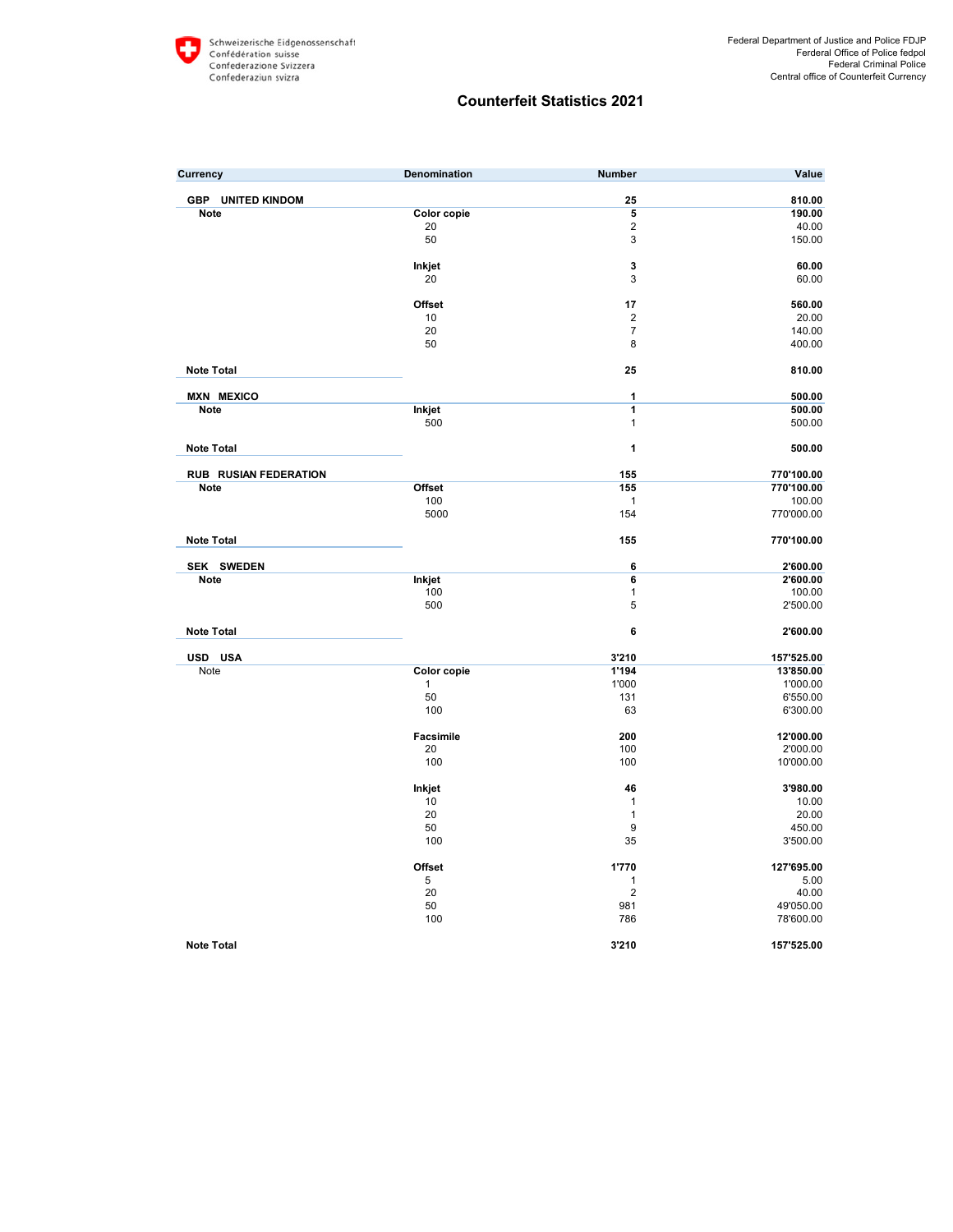Schweizerische Eidgenossenschaft
Confédération suisse
Confederazione Svizzera
Confederaziun svizra

Federal Department of Justice and Police FDJP
Ferderal Office of Police fedpol
Federal Criminal Police
Central office of Counterfeit Currency

# Counterfeit Statistics 2021

| Currency | Denomination | Number | Value |
|---|---|---|---|
| **GBP UNITED KINDOM** | | **25** | **810.00** |
| **Note** | **Color copie** | **5** | **190.00** |
| | 20 | 2 | 40.00 |
| | 50 | 3 | 150.00 |
| | **Inkjet** | **3** | **60.00** |
| | 20 | 3 | 60.00 |
| | **Offset** | **17** | **560.00** |
| | 10 | 2 | 20.00 |
| | 20 | 7 | 140.00 |
| | 50 | 8 | 400.00 |
| **Note Total** | | **25** | **810.00** |
| **MXN MEXICO** | | **1** | **500.00** |
| **Note** | **Inkjet** | **1** | **500.00** |
| | 500 | 1 | 500.00 |
| **Note Total** | | **1** | **500.00** |
| **RUB RUSIAN FEDERATION** | | **155** | **770'100.00** |
| **Note** | **Offset** | **155** | **770'100.00** |
| | 100 | 1 | 100.00 |
| | 5000 | 154 | 770'000.00 |
| **Note Total** | | **155** | **770'100.00** |
| **SEK SWEDEN** | | **6** | **2'600.00** |
| **Note** | **Inkjet** | **6** | **2'600.00** |
| | 100 | 1 | 100.00 |
| | 500 | 5 | 2'500.00 |
| **Note Total** | | **6** | **2'600.00** |
| **USD USA** | | **3'210** | **157'525.00** |
| Note | **Color copie** | **1'194** | **13'850.00** |
| | 1 | 1'000 | 1'000.00 |
| | 50 | 131 | 6'550.00 |
| | 100 | 63 | 6'300.00 |
| | **Facsimile** | **200** | **12'000.00** |
| | 20 | 100 | 2'000.00 |
| | 100 | 100 | 10'000.00 |
| | **Inkjet** | **46** | **3'980.00** |
| | 10 | 1 | 10.00 |
| | 20 | 1 | 20.00 |
| | 50 | 9 | 450.00 |
| | 100 | 35 | 3'500.00 |
| | **Offset** | **1'770** | **127'695.00** |
| | 5 | 1 | 5.00 |
| | 20 | 2 | 40.00 |
| | 50 | 981 | 49'050.00 |
| | 100 | 786 | 78'600.00 |
| **Note Total** | | **3'210** | **157'525.00** |